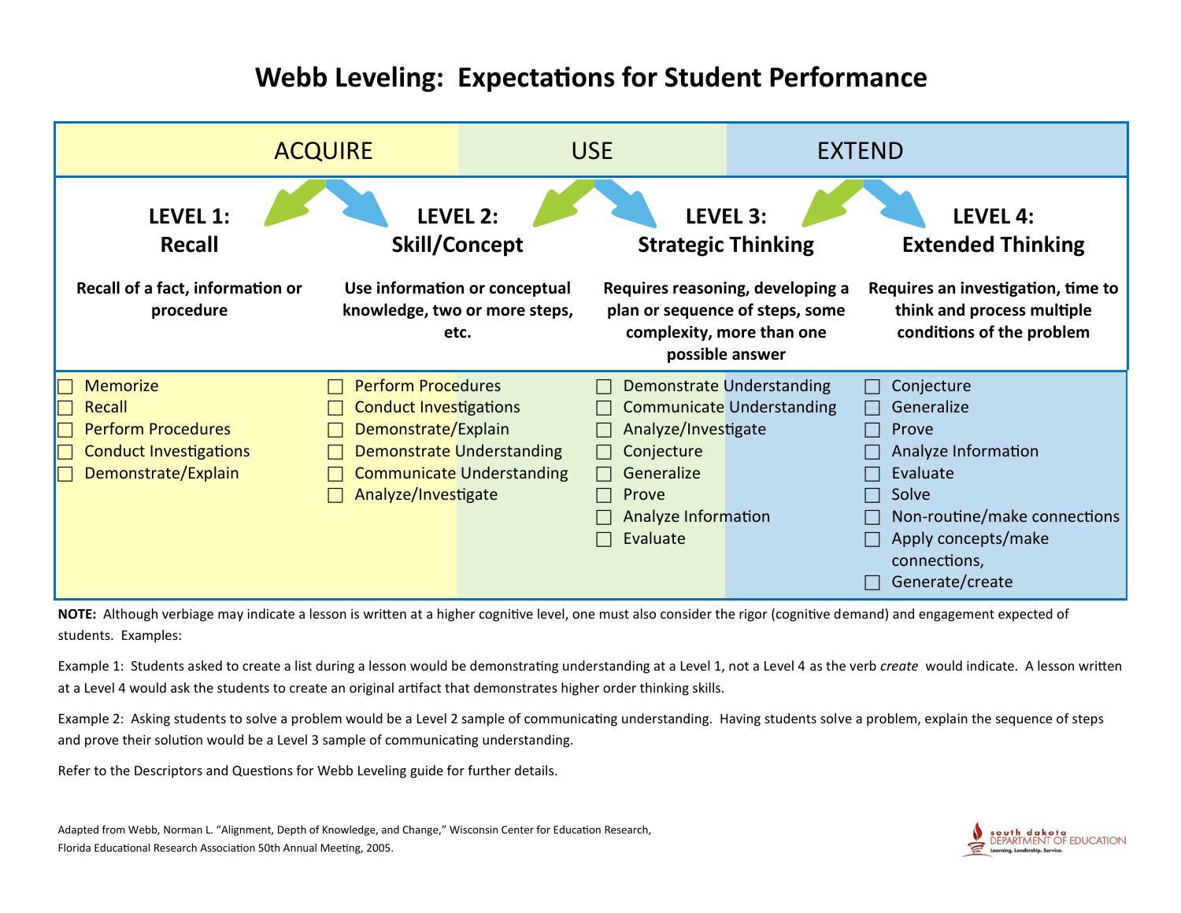# Webb Leveling: Expectations for Student Performance

| ACQUIRE | | USE | EXTEND |
|---|---|---|---|
| **LEVEL 1: Recall** | **LEVEL 2: Skill/Concept** | **LEVEL 3: Strategic Thinking** | **LEVEL 4: Extended Thinking** |
| **Recall of a fact, information or procedure** | **Use information or conceptual knowledge, two or more steps, etc.** | **Requires reasoning, developing a plan or sequence of steps, some complexity, more than one possible answer** | **Requires an investigation, time to think and process multiple conditions of the problem** |
| ☐ Memorize<br>☐ Recall<br>☐ Perform Procedures<br>☐ Conduct Investigations<br>☐ Demonstrate/Explain | ☐ Perform Procedures<br>☐ Conduct Investigations<br>☐ Demonstrate/Explain<br>☐ Demonstrate Understanding<br>☐ Communicate Understanding<br>☐ Analyze/Investigate | ☐ Demonstrate Understanding<br>☐ Communicate Understanding<br>☐ Analyze/Investigate<br>☐ Conjecture<br>☐ Generalize<br>☐ Prove<br>☐ Analyze Information<br>☐ Evaluate | ☐ Conjecture<br>☐ Generalize<br>☐ Prove<br>☐ Analyze Information<br>☐ Evaluate<br>☐ Solve<br>☐ Non-routine/make connections<br>☐ Apply concepts/make connections,<br>☐ Generate/create |

**NOTE:** Although verbiage may indicate a lesson is written at a higher cognitive level, one must also consider the rigor (cognitive demand) and engagement expected of students. Examples:

Example 1: Students asked to create a list during a lesson would be demonstrating understanding at a Level 1, not a Level 4 as the verb *create* would indicate. A lesson written at a Level 4 would ask the students to create an original artifact that demonstrates higher order thinking skills.

Example 2: Asking students to solve a problem would be a Level 2 sample of communicating understanding. Having students solve a problem, explain the sequence of steps and prove their solution would be a Level 3 sample of communicating understanding.

Refer to the Descriptors and Questions for Webb Leveling guide for further details.

Adapted from Webb, Norman L. "Alignment, Depth of Knowledge, and Change," Wisconsin Center for Education Research, Florida Educational Research Association 50th Annual Meeting, 2005.

south dakota DEPARTMENT OF EDUCATION
Learning. Leadership. Service.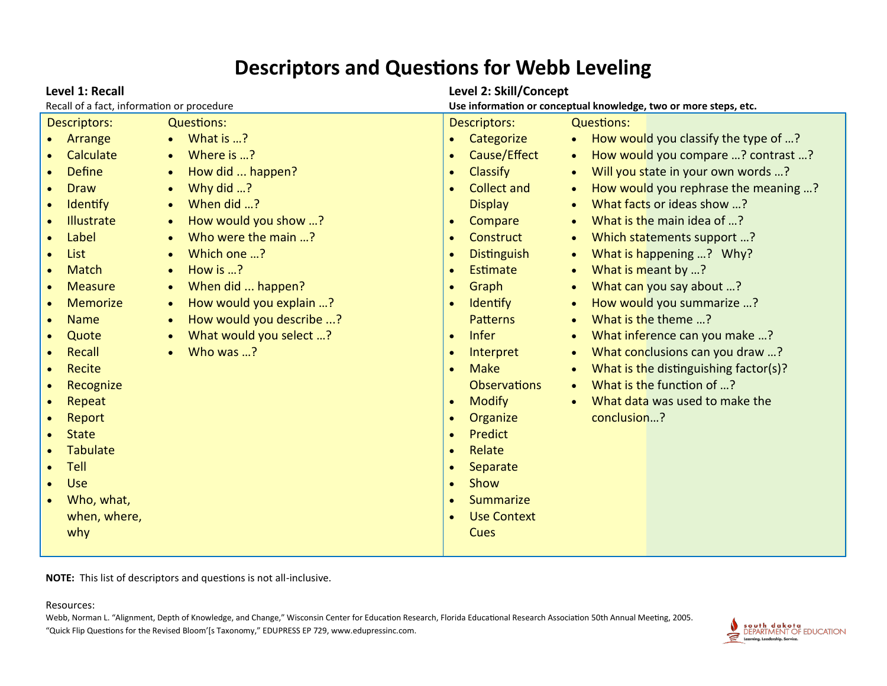# Descriptors and Questions for Webb Leveling

## Level 1: Recall

Recall of a fact, information or procedure

**Descriptors:**

- Arrange
- Calculate
- Define
- Draw
- Identify
- Illustrate
- Label
- List
- Match
- Measure
- Memorize
- Name
- Quote
- Recall
- Recite
- Recognize
- Repeat
- Report
- State
- Tabulate
- Tell
- Use
- Who, what, when, where, why

**Questions:**

- What is …?
- Where is …?
- How did ... happen?
- Why did …?
- When did …?
- How would you show …?
- Who were the main …?
- Which one …?
- How is …?
- When did ... happen?
- How would you explain …?
- How would you describe ...?
- What would you select …?
- Who was …?

## Level 2: Skill/Concept

**Use information or conceptual knowledge, two or more steps, etc.**

**Descriptors:**

- Categorize
- Cause/Effect
- Classify
- Collect and Display
- Compare
- Construct
- Distinguish
- Estimate
- Graph
- Identify Patterns
- Infer
- Interpret
- Make Observations
- Modify
- Organize
- Predict
- Relate
- Separate
- Show
- Summarize
- Use Context Cues

**Questions:**

- How would you classify the type of …?
- How would you compare …? contrast …?
- Will you state in your own words …?
- How would you rephrase the meaning …?
- What facts or ideas show …?
- What is the main idea of …?
- Which statements support …?
- What is happening …? Why?
- What is meant by …?
- What can you say about …?
- How would you summarize …?
- What is the theme …?
- What inference can you make …?
- What conclusions can you draw …?
- What is the distinguishing factor(s)?
- What is the function of …?
- What data was used to make the conclusion…?

**NOTE:** This list of descriptors and questions is not all-inclusive.

Resources:

Webb, Norman L. "Alignment, Depth of Knowledge, and Change," Wisconsin Center for Education Research, Florida Educational Research Association 50th Annual Meeting, 2005.

"Quick Flip Questions for the Revised Bloom'[s Taxonomy," EDUPRESS EP 729, www.edupressinc.com.

south dakota DEPARTMENT OF EDUCATION — Learning. Leadership. Service.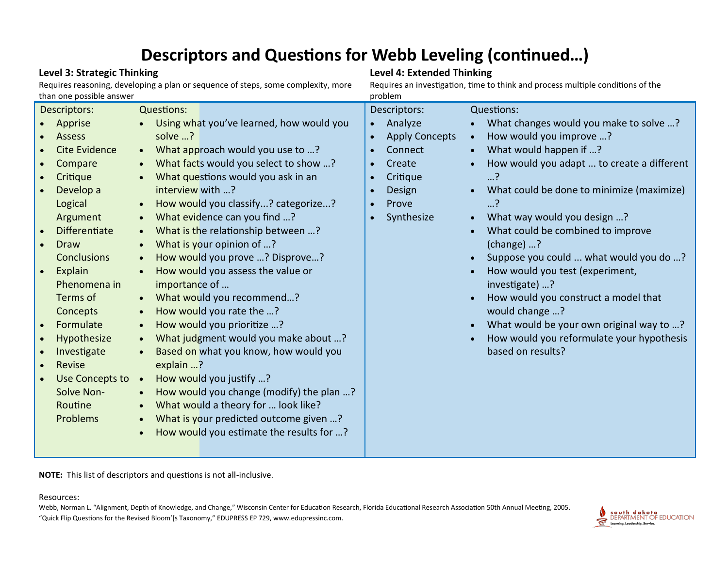# Descriptors and Questions for Webb Leveling (continued…)

## Level 3: Strategic Thinking

Requires reasoning, developing a plan or sequence of steps, some complexity, more than one possible answer

**Descriptors:**

- Apprise
- Assess
- Cite Evidence
- Compare
- Critique
- Develop a Logical Argument
- Differentiate
- Draw Conclusions
- Explain Phenomena in Terms of Concepts
- Formulate
- Hypothesize
- Investigate
- Revise
- Use Concepts to Solve Non-Routine Problems

**Questions:**

- Using what you've learned, how would you solve …?
- What approach would you use to …?
- What facts would you select to show …?
- What questions would you ask in an interview with …?
- How would you classify...? categorize...?
- What evidence can you find …?
- What is the relationship between …?
- What is your opinion of …?
- How would you prove …? Disprove…?
- How would you assess the value or importance of …
- What would you recommend…?
- How would you rate the …?
- How would you prioritize …?
- What judgment would you make about …?
- Based on what you know, how would you explain …?
- How would you justify …?
- How would you change (modify) the plan …?
- What would a theory for … look like?
- What is your predicted outcome given …?
- How would you estimate the results for …?

## Level 4: Extended Thinking

Requires an investigation, time to think and process multiple conditions of the problem

**Descriptors:**

- Analyze
- Apply Concepts
- Connect
- Create
- Critique
- Design
- Prove
- Synthesize

**Questions:**

- What changes would you make to solve …?
- How would you improve …?
- What would happen if …?
- How would you adapt ... to create a different …?
- What could be done to minimize (maximize) …?
- What way would you design …?
- What could be combined to improve (change) …?
- Suppose you could ... what would you do …?
- How would you test (experiment, investigate) …?
- How would you construct a model that would change …?
- What would be your own original way to …?
- How would you reformulate your hypothesis based on results?

**NOTE:** This list of descriptors and questions is not all-inclusive.

Resources:

Webb, Norman L. "Alignment, Depth of Knowledge, and Change," Wisconsin Center for Education Research, Florida Educational Research Association 50th Annual Meeting, 2005.

"Quick Flip Questions for the Revised Bloom'[s Taxonomy," EDUPRESS EP 729, www.edupressinc.com.

south dakota DEPARTMENT OF EDUCATION Learning. Leadership. Service.